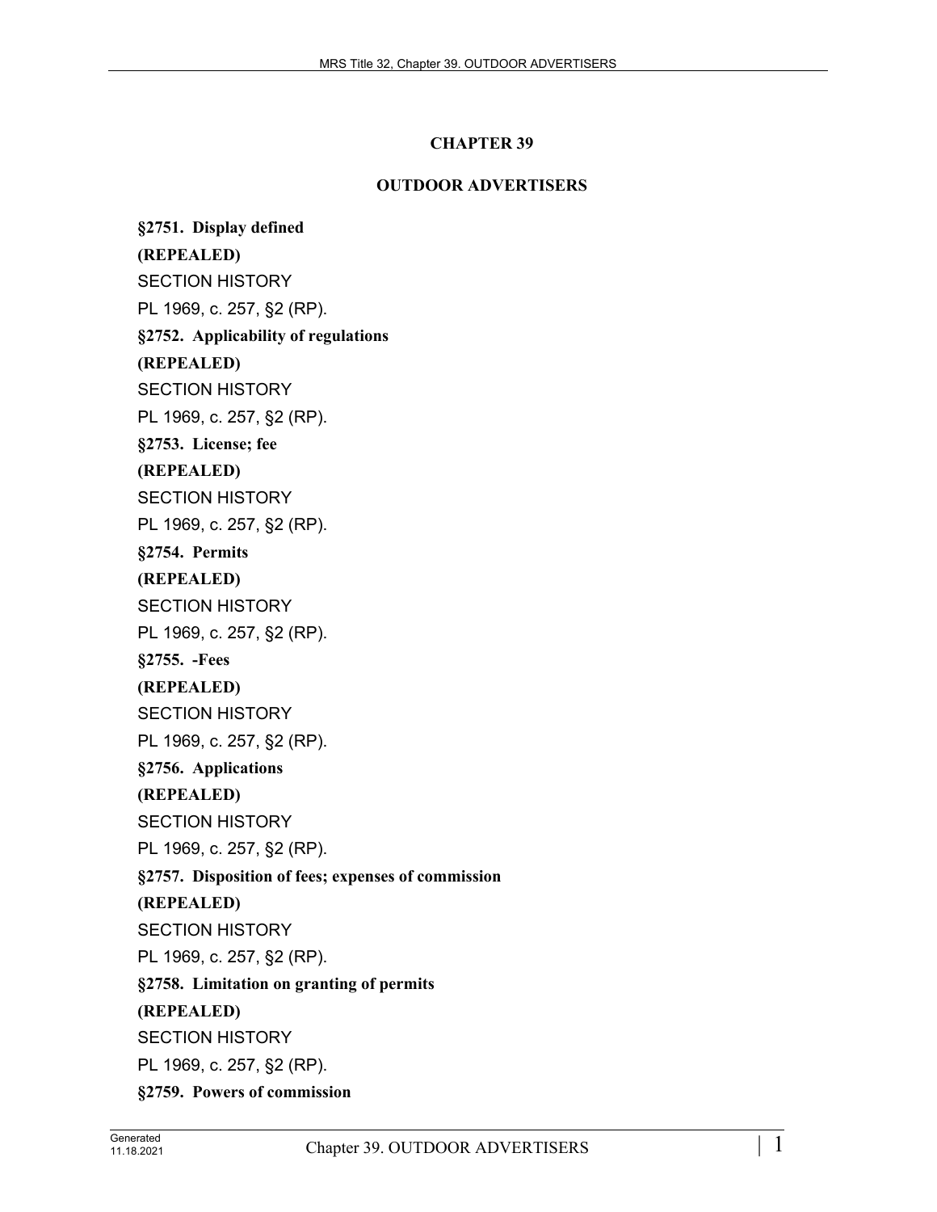# CHAPTER 39

## OUTDOOR ADVERTISERS

**§2751. Display defined**

**(REPEALED)**

SECTION HISTORY

PL 1969, c. 257, §2 (RP).

**§2752. Applicability of regulations**

**(REPEALED)**

SECTION HISTORY

PL 1969, c. 257, §2 (RP).

**§2753. License; fee**

**(REPEALED)**

SECTION HISTORY

PL 1969, c. 257, §2 (RP).

**§2754. Permits**

**(REPEALED)**

SECTION HISTORY

PL 1969, c. 257, §2 (RP).

**§2755. -Fees**

**(REPEALED)**

SECTION HISTORY

PL 1969, c. 257, §2 (RP).

**§2756. Applications**

**(REPEALED)**

SECTION HISTORY

PL 1969, c. 257, §2 (RP).

**§2757. Disposition of fees; expenses of commission**

**(REPEALED)**

SECTION HISTORY

PL 1969, c. 257, §2 (RP).

**§2758. Limitation on granting of permits**

**(REPEALED)**

SECTION HISTORY

PL 1969, c. 257, §2 (RP).

**§2759. Powers of commission**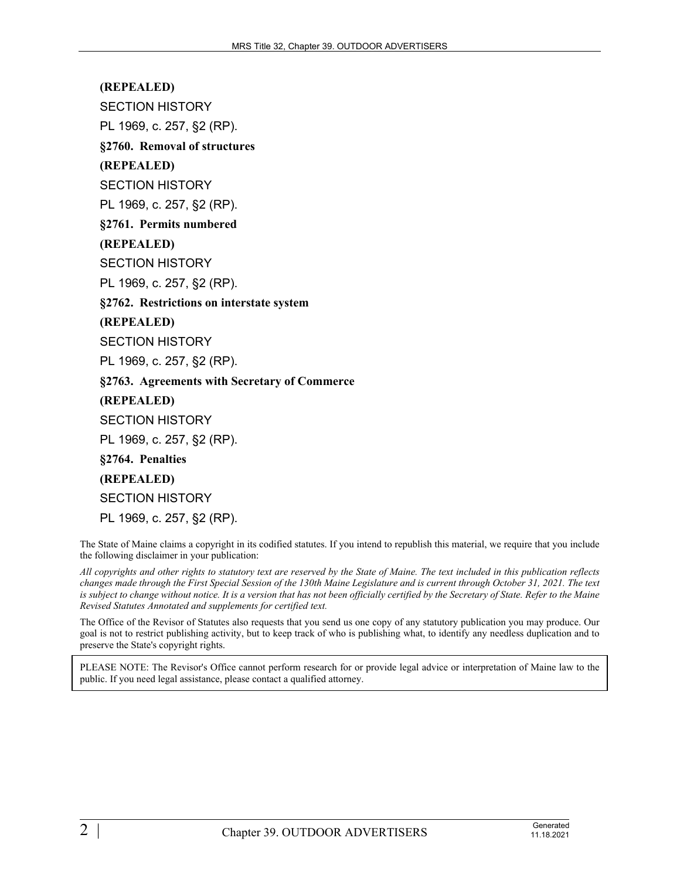**(REPEALED)**

SECTION HISTORY

PL 1969, c. 257, §2 (RP).

**§2760. Removal of structures**

**(REPEALED)**

SECTION HISTORY

PL 1969, c. 257, §2 (RP).

**§2761. Permits numbered**

**(REPEALED)**

SECTION HISTORY

PL 1969, c. 257, §2 (RP).

**§2762. Restrictions on interstate system**

**(REPEALED)**

SECTION HISTORY

PL 1969, c. 257, §2 (RP).

**§2763. Agreements with Secretary of Commerce**

**(REPEALED)**

SECTION HISTORY

PL 1969, c. 257, §2 (RP).

**§2764. Penalties**

**(REPEALED)**

SECTION HISTORY

PL 1969, c. 257, §2 (RP).

The State of Maine claims a copyright in its codified statutes. If you intend to republish this material, we require that you include the following disclaimer in your publication:

*All copyrights and other rights to statutory text are reserved by the State of Maine. The text included in this publication reflects changes made through the First Special Session of the 130th Maine Legislature and is current through October 31, 2021. The text is subject to change without notice. It is a version that has not been officially certified by the Secretary of State. Refer to the Maine Revised Statutes Annotated and supplements for certified text.*

The Office of the Revisor of Statutes also requests that you send us one copy of any statutory publication you may produce. Our goal is not to restrict publishing activity, but to keep track of who is publishing what, to identify any needless duplication and to preserve the State's copyright rights.

PLEASE NOTE: The Revisor's Office cannot perform research for or provide legal advice or interpretation of Maine law to the public. If you need legal assistance, please contact a qualified attorney.